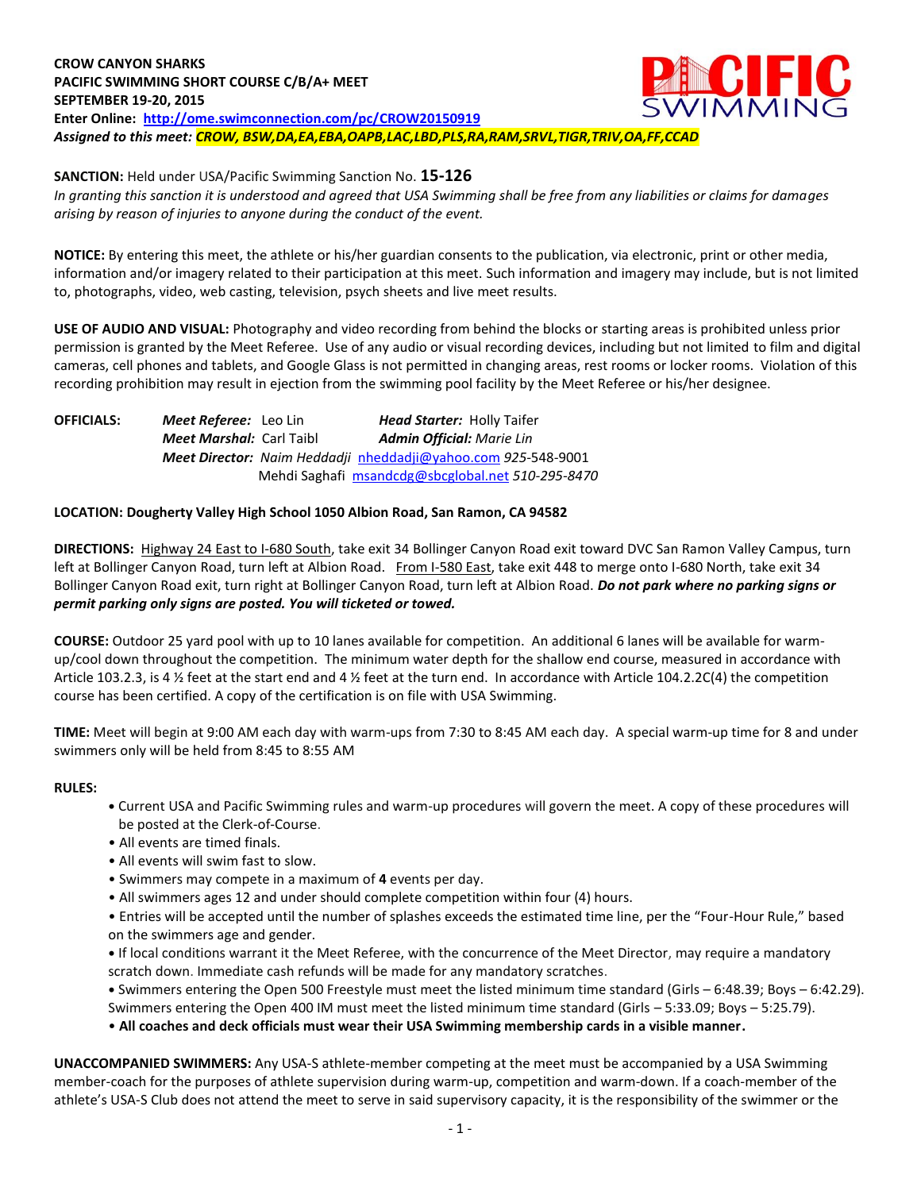**CROW CANYON SHARKS**
**PACIFIC SWIMMING SHORT COURSE C/B/A+ MEET**
**SEPTEMBER 19-20, 2015**
**Enter Online: http://ome.swimconnection.com/pc/CROW20150919**
***Assigned to this meet: CROW, BSW,DA,EA,EBA,OAPB,LAC,LBD,PLS,RA,RAM,SRVL,TIGR,TRIV,OA,FF,CCAD***

**SANCTION:** Held under USA/Pacific Swimming Sanction No. **15-126**
*In granting this sanction it is understood and agreed that USA Swimming shall be free from any liabilities or claims for damages arising by reason of injuries to anyone during the conduct of the event.*

**NOTICE:** By entering this meet, the athlete or his/her guardian consents to the publication, via electronic, print or other media, information and/or imagery related to their participation at this meet. Such information and imagery may include, but is not limited to, photographs, video, web casting, television, psych sheets and live meet results.

**USE OF AUDIO AND VISUAL:** Photography and video recording from behind the blocks or starting areas is prohibited unless prior permission is granted by the Meet Referee. Use of any audio or visual recording devices, including but not limited to film and digital cameras, cell phones and tablets, and Google Glass is not permitted in changing areas, rest rooms or locker rooms. Violation of this recording prohibition may result in ejection from the swimming pool facility by the Meet Referee or his/her designee.

**OFFICIALS:**
***Meet Referee:*** Leo Lin ***Head Starter:*** Holly Taifer
***Meet Marshal:*** Carl Taibl ***Admin Official:*** *Marie Lin*
***Meet Director:*** *Naim Heddadji* nheddadji@yahoo.com *925*-548-9001
Mehdi Saghafi msandcdg@sbcglobal.net *510-295-8470*

**LOCATION: Dougherty Valley High School 1050 Albion Road, San Ramon, CA 94582**

**DIRECTIONS:** Highway 24 East to I-680 South, take exit 34 Bollinger Canyon Road exit toward DVC San Ramon Valley Campus, turn left at Bollinger Canyon Road, turn left at Albion Road. From I-580 East, take exit 448 to merge onto I-680 North, take exit 34 Bollinger Canyon Road exit, turn right at Bollinger Canyon Road, turn left at Albion Road. ***Do not park where no parking signs or permit parking only signs are posted. You will ticketed or towed.***

**COURSE:** Outdoor 25 yard pool with up to 10 lanes available for competition. An additional 6 lanes will be available for warm-up/cool down throughout the competition. The minimum water depth for the shallow end course, measured in accordance with Article 103.2.3, is 4 ½ feet at the start end and 4 ½ feet at the turn end. In accordance with Article 104.2.2C(4) the competition course has been certified. A copy of the certification is on file with USA Swimming.

**TIME:** Meet will begin at 9:00 AM each day with warm-ups from 7:30 to 8:45 AM each day. A special warm-up time for 8 and under swimmers only will be held from 8:45 to 8:55 AM

**RULES:**

- Current USA and Pacific Swimming rules and warm-up procedures will govern the meet. A copy of these procedures will be posted at the Clerk-of-Course.
- All events are timed finals.
- All events will swim fast to slow.
- Swimmers may compete in a maximum of **4** events per day.
- All swimmers ages 12 and under should complete competition within four (4) hours.
- Entries will be accepted until the number of splashes exceeds the estimated time line, per the "Four-Hour Rule," based on the swimmers age and gender.
- If local conditions warrant it the Meet Referee, with the concurrence of the Meet Director, may require a mandatory scratch down. Immediate cash refunds will be made for any mandatory scratches.
- Swimmers entering the Open 500 Freestyle must meet the listed minimum time standard (Girls – 6:48.39; Boys – 6:42.29). Swimmers entering the Open 400 IM must meet the listed minimum time standard (Girls – 5:33.09; Boys – 5:25.79).
- **All coaches and deck officials must wear their USA Swimming membership cards in a visible manner.**

**UNACCOMPANIED SWIMMERS:** Any USA-S athlete-member competing at the meet must be accompanied by a USA Swimming member-coach for the purposes of athlete supervision during warm-up, competition and warm-down. If a coach-member of the athlete's USA-S Club does not attend the meet to serve in said supervisory capacity, it is the responsibility of the swimmer or the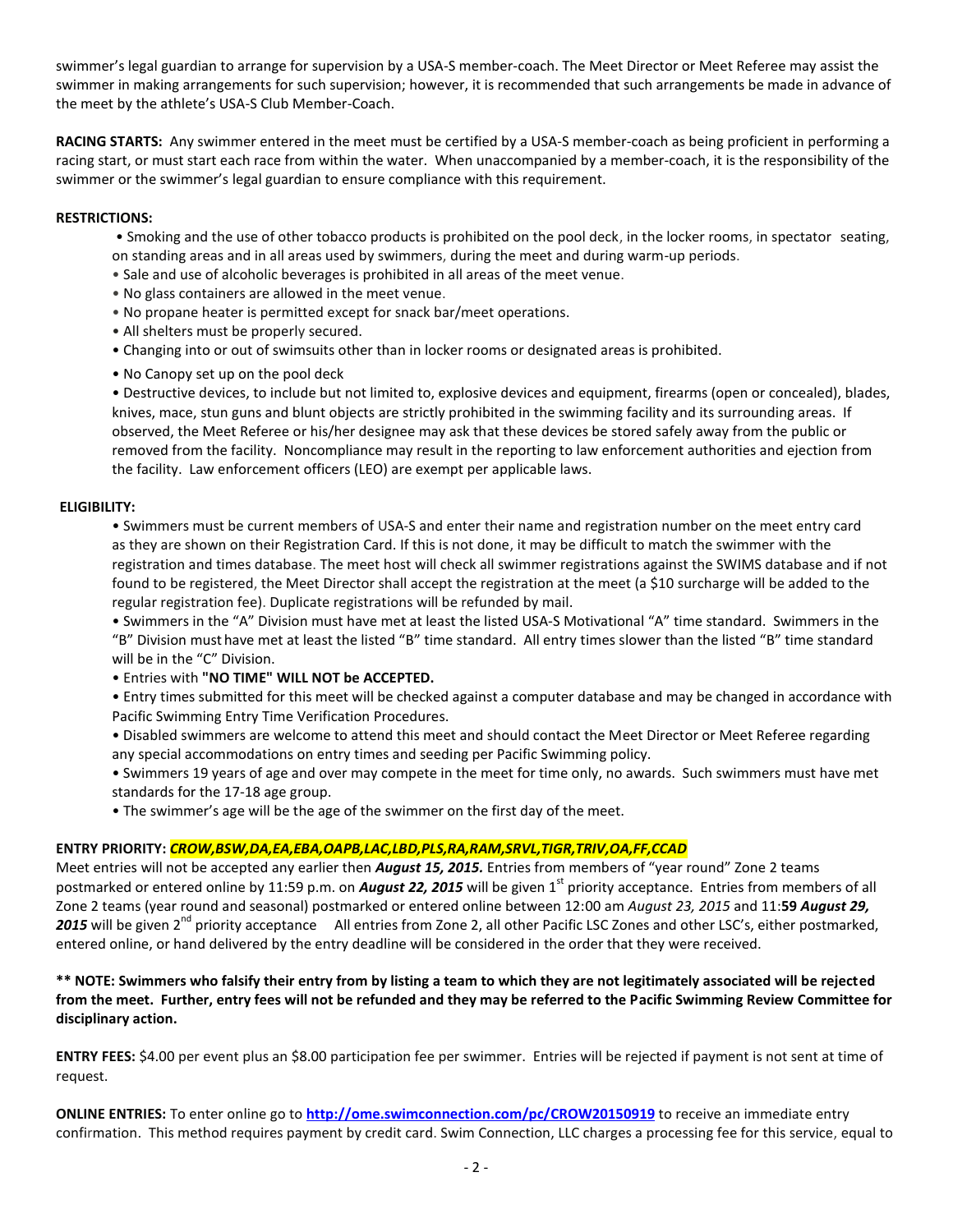swimmer's legal guardian to arrange for supervision by a USA-S member-coach. The Meet Director or Meet Referee may assist the swimmer in making arrangements for such supervision; however, it is recommended that such arrangements be made in advance of the meet by the athlete's USA-S Club Member-Coach.

**RACING STARTS:** Any swimmer entered in the meet must be certified by a USA-S member-coach as being proficient in performing a racing start, or must start each race from within the water. When unaccompanied by a member-coach, it is the responsibility of the swimmer or the swimmer's legal guardian to ensure compliance with this requirement.

**RESTRICTIONS:**

- Smoking and the use of other tobacco products is prohibited on the pool deck, in the locker rooms, in spectator seating, on standing areas and in all areas used by swimmers, during the meet and during warm-up periods.
- Sale and use of alcoholic beverages is prohibited in all areas of the meet venue.
- No glass containers are allowed in the meet venue.
- No propane heater is permitted except for snack bar/meet operations.
- All shelters must be properly secured.
- Changing into or out of swimsuits other than in locker rooms or designated areas is prohibited.
- No Canopy set up on the pool deck
- Destructive devices, to include but not limited to, explosive devices and equipment, firearms (open or concealed), blades, knives, mace, stun guns and blunt objects are strictly prohibited in the swimming facility and its surrounding areas. If observed, the Meet Referee or his/her designee may ask that these devices be stored safely away from the public or removed from the facility. Noncompliance may result in the reporting to law enforcement authorities and ejection from the facility. Law enforcement officers (LEO) are exempt per applicable laws.

**ELIGIBILITY:**

- Swimmers must be current members of USA-S and enter their name and registration number on the meet entry card as they are shown on their Registration Card. If this is not done, it may be difficult to match the swimmer with the registration and times database. The meet host will check all swimmer registrations against the SWIMS database and if not found to be registered, the Meet Director shall accept the registration at the meet (a $10 surcharge will be added to the regular registration fee). Duplicate registrations will be refunded by mail.
- Swimmers in the "A" Division must have met at least the listed USA-S Motivational "A" time standard. Swimmers in the "B" Division must have met at least the listed "B" time standard. All entry times slower than the listed "B" time standard will be in the "C" Division.
- Entries with **"NO TIME" WILL NOT be ACCEPTED.**
- Entry times submitted for this meet will be checked against a computer database and may be changed in accordance with Pacific Swimming Entry Time Verification Procedures.
- Disabled swimmers are welcome to attend this meet and should contact the Meet Director or Meet Referee regarding any special accommodations on entry times and seeding per Pacific Swimming policy.
- Swimmers 19 years of age and over may compete in the meet for time only, no awards. Such swimmers must have met standards for the 17-18 age group.
- The swimmer's age will be the age of the swimmer on the first day of the meet.

**ENTRY PRIORITY:** ***CROW,BSW,DA,EA,EBA,OAPB,LAC,LBD,PLS,RA,RAM,SRVL,TIGR,TRIV,OA,FF,CCAD***
Meet entries will not be accepted any earlier then ***August 15, 2015.*** Entries from members of "year round" Zone 2 teams postmarked or entered online by 11:59 p.m. on ***August 22, 2015*** will be given 1st priority acceptance. Entries from members of all Zone 2 teams (year round and seasonal) postmarked or entered online between 12:00 am *August 23, 2015* and 11:**59** ***August 29, 2015*** will be given 2nd priority acceptance All entries from Zone 2, all other Pacific LSC Zones and other LSC's, either postmarked, entered online, or hand delivered by the entry deadline will be considered in the order that they were received.

**\*\* NOTE: Swimmers who falsify their entry from by listing a team to which they are not legitimately associated will be rejected from the meet. Further, entry fees will not be refunded and they may be referred to the Pacific Swimming Review Committee for disciplinary action.**

**ENTRY FEES:** $4.00 per event plus an $8.00 participation fee per swimmer. Entries will be rejected if payment is not sent at time of request.

**ONLINE ENTRIES:** To enter online go to **http://ome.swimconnection.com/pc/CROW20150919** to receive an immediate entry confirmation. This method requires payment by credit card. Swim Connection, LLC charges a processing fee for this service, equal to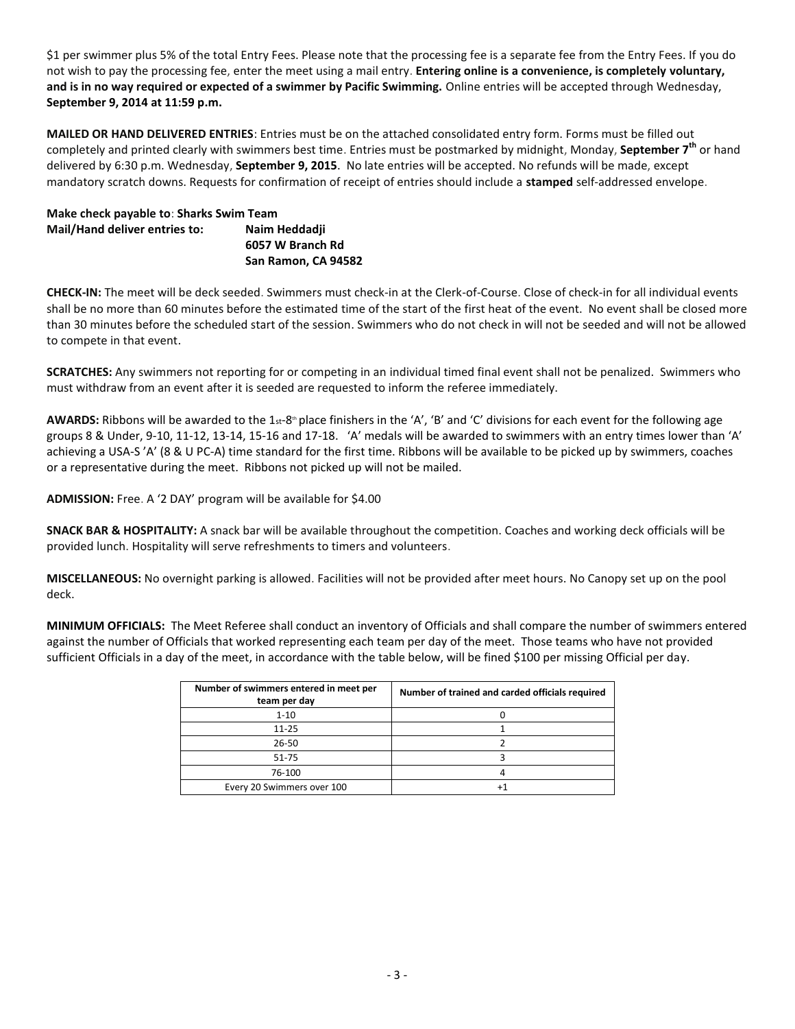$1 per swimmer plus 5% of the total Entry Fees. Please note that the processing fee is a separate fee from the Entry Fees. If you do not wish to pay the processing fee, enter the meet using a mail entry. **Entering online is a convenience, is completely voluntary, and is in no way required or expected of a swimmer by Pacific Swimming.** Online entries will be accepted through Wednesday, **September 9, 2014 at 11:59 p.m.**

**MAILED OR HAND DELIVERED ENTRIES**: Entries must be on the attached consolidated entry form. Forms must be filled out completely and printed clearly with swimmers best time. Entries must be postmarked by midnight, Monday, **September 7th** or hand delivered by 6:30 p.m. Wednesday, **September 9, 2015**. No late entries will be accepted. No refunds will be made, except mandatory scratch downs. Requests for confirmation of receipt of entries should include a **stamped** self-addressed envelope.

**Make check payable to**: **Sharks Swim Team**
**Mail/Hand deliver entries to:** **Naim Heddadji**
**6057 W Branch Rd**
**San Ramon, CA 94582**

**CHECK-IN:** The meet will be deck seeded. Swimmers must check-in at the Clerk-of-Course. Close of check-in for all individual events shall be no more than 60 minutes before the estimated time of the start of the first heat of the event. No event shall be closed more than 30 minutes before the scheduled start of the session. Swimmers who do not check in will not be seeded and will not be allowed to compete in that event.

**SCRATCHES:** Any swimmers not reporting for or competing in an individual timed final event shall not be penalized. Swimmers who must withdraw from an event after it is seeded are requested to inform the referee immediately.

**AWARDS:** Ribbons will be awarded to the 1st-8th place finishers in the 'A', 'B' and 'C' divisions for each event for the following age groups 8 & Under, 9-10, 11-12, 13-14, 15-16 and 17-18. 'A' medals will be awarded to swimmers with an entry times lower than 'A' achieving a USA-S 'A' (8 & U PC-A) time standard for the first time. Ribbons will be available to be picked up by swimmers, coaches or a representative during the meet. Ribbons not picked up will not be mailed.

**ADMISSION:** Free. A '2 DAY' program will be available for $4.00

**SNACK BAR & HOSPITALITY:** A snack bar will be available throughout the competition. Coaches and working deck officials will be provided lunch. Hospitality will serve refreshments to timers and volunteers.

**MISCELLANEOUS:** No overnight parking is allowed. Facilities will not be provided after meet hours. No Canopy set up on the pool deck.

**MINIMUM OFFICIALS:** The Meet Referee shall conduct an inventory of Officials and shall compare the number of swimmers entered against the number of Officials that worked representing each team per day of the meet. Those teams who have not provided sufficient Officials in a day of the meet, in accordance with the table below, will be fined $100 per missing Official per day.

| Number of swimmers entered in meet per team per day | Number of trained and carded officials required |
|---|---|
| 1-10 | 0 |
| 11-25 | 1 |
| 26-50 | 2 |
| 51-75 | 3 |
| 76-100 | 4 |
| Every 20 Swimmers over 100 | +1 |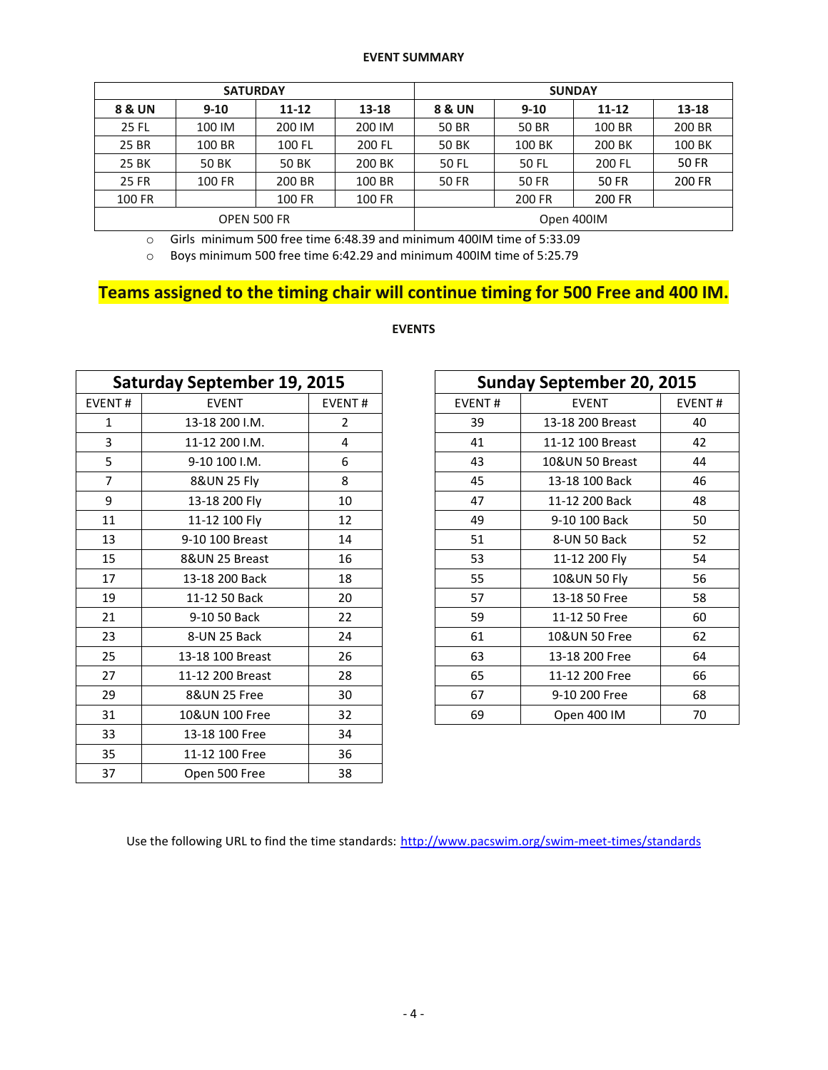## EVENT SUMMARY

| SATURDAY | | | | SUNDAY | | | |
|---|---|---|---|---|---|---|---|
| **8 & UN** | **9-10** | **11-12** | **13-18** | **8 & UN** | **9-10** | **11-12** | **13-18** |
| 25 FL | 100 IM | 200 IM | 200 IM | 50 BR | 50 BR | 100 BR | 200 BR |
| 25 BR | 100 BR | 100 FL | 200 FL | 50 BK | 100 BK | 200 BK | 100 BK |
| 25 BK | 50 BK | 50 BK | 200 BK | 50 FL | 50 FL | 200 FL | 50 FR |
| 25 FR | 100 FR | 200 BR | 100 BR | 50 FR | 50 FR | 50 FR | 200 FR |
| 100 FR | | 100 FR | 100 FR | | 200 FR | 200 FR | |
| OPEN 500 FR | | | | Open 400IM | | | |

- Girls minimum 500 free time 6:48.39 and minimum 400IM time of 5:33.09
- Boys minimum 500 free time 6:42.29 and minimum 400IM time of 5:25.79

**Teams assigned to the timing chair will continue timing for 500 Free and 400 IM.**

## EVENTS

| Saturday September 19, 2015 | | |
|---|---|---|
| EVENT # | EVENT | EVENT # |
| 1 | 13-18 200 I.M. | 2 |
| 3 | 11-12 200 I.M. | 4 |
| 5 | 9-10 100 I.M. | 6 |
| 7 | 8&UN 25 Fly | 8 |
| 9 | 13-18 200 Fly | 10 |
| 11 | 11-12 100 Fly | 12 |
| 13 | 9-10 100 Breast | 14 |
| 15 | 8&UN 25 Breast | 16 |
| 17 | 13-18 200 Back | 18 |
| 19 | 11-12 50 Back | 20 |
| 21 | 9-10 50 Back | 22 |
| 23 | 8-UN 25 Back | 24 |
| 25 | 13-18 100 Breast | 26 |
| 27 | 11-12 200 Breast | 28 |
| 29 | 8&UN 25 Free | 30 |
| 31 | 10&UN 100 Free | 32 |
| 33 | 13-18 100 Free | 34 |
| 35 | 11-12 100 Free | 36 |
| 37 | Open 500 Free | 38 |

| Sunday September 20, 2015 | | |
|---|---|---|
| EVENT # | EVENT | EVENT # |
| 39 | 13-18 200 Breast | 40 |
| 41 | 11-12 100 Breast | 42 |
| 43 | 10&UN 50 Breast | 44 |
| 45 | 13-18 100 Back | 46 |
| 47 | 11-12 200 Back | 48 |
| 49 | 9-10 100 Back | 50 |
| 51 | 8-UN 50 Back | 52 |
| 53 | 11-12 200 Fly | 54 |
| 55 | 10&UN 50 Fly | 56 |
| 57 | 13-18 50 Free | 58 |
| 59 | 11-12 50 Free | 60 |
| 61 | 10&UN 50 Free | 62 |
| 63 | 13-18 200 Free | 64 |
| 65 | 11-12 200 Free | 66 |
| 67 | 9-10 200 Free | 68 |
| 69 | Open 400 IM | 70 |

Use the following URL to find the time standards: http://www.pacswim.org/swim-meet-times/standards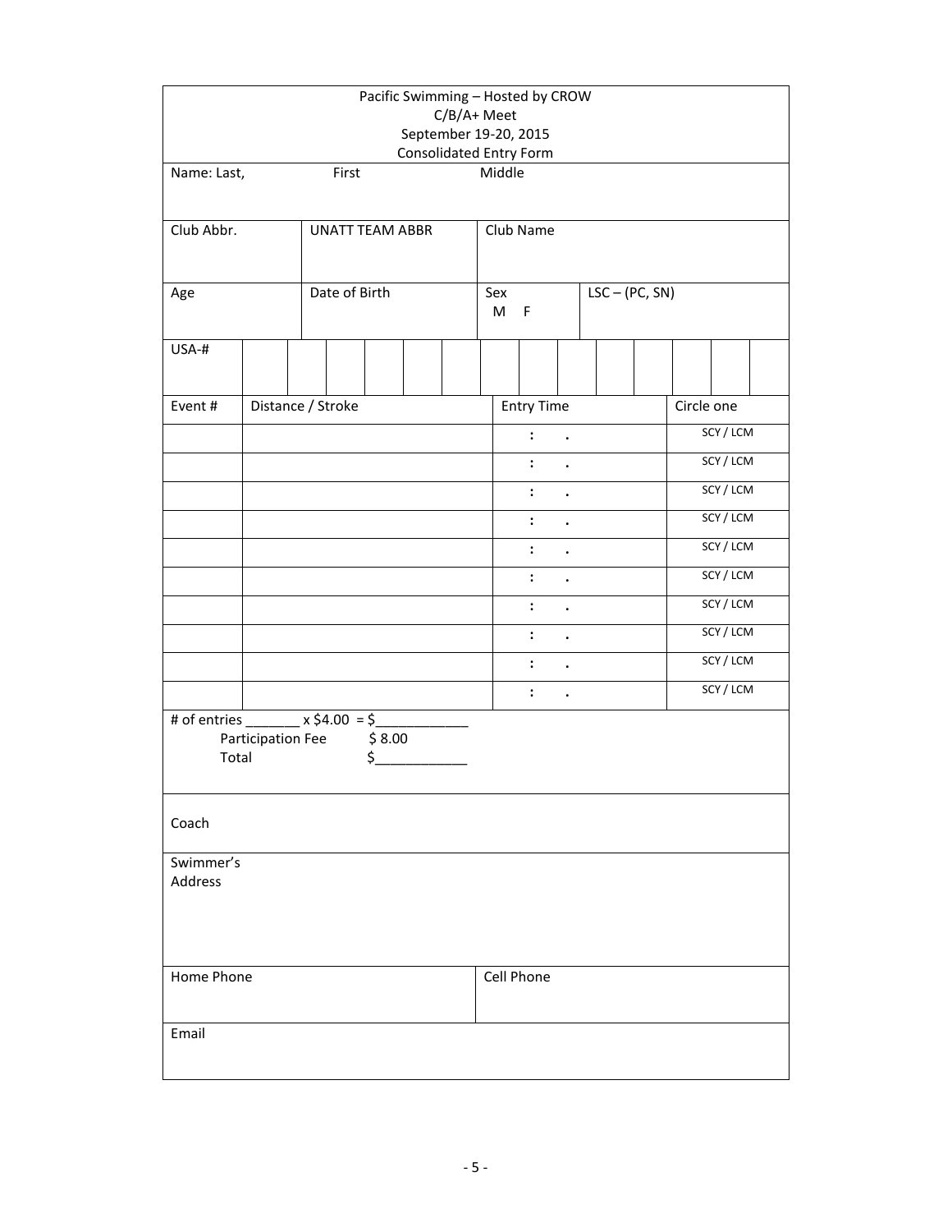Pacific Swimming – Hosted by CROW
C/B/A+ Meet
September 19-20, 2015
Consolidated Entry Form

| | | | |
|---|---|---|---|
| Name: Last, | First | Middle | |
| Club Abbr. | UNATT TEAM ABBR | Club Name | |
| Age | Date of Birth | Sex<br>M F | LSC – (PC, SN) |
| USA-# | | | |

| Event # | Distance / Stroke | Entry Time | Circle one |
|---|---|---|---|
| | | : . | SCY / LCM |
| | | : . | SCY / LCM |
| | | : . | SCY / LCM |
| | | : . | SCY / LCM |
| | | : . | SCY / LCM |
| | | : . | SCY / LCM |
| | | : . | SCY / LCM |
| | | : . | SCY / LCM |
| | | : . | SCY / LCM |
| | | : . | SCY / LCM |

# of entries _______ x $4.00 = $____________
Participation Fee $ 8.00
Total $____________

| | |
|---|---|
| Coach | |
| Swimmer's Address | |
| Home Phone | Cell Phone |
| Email | |